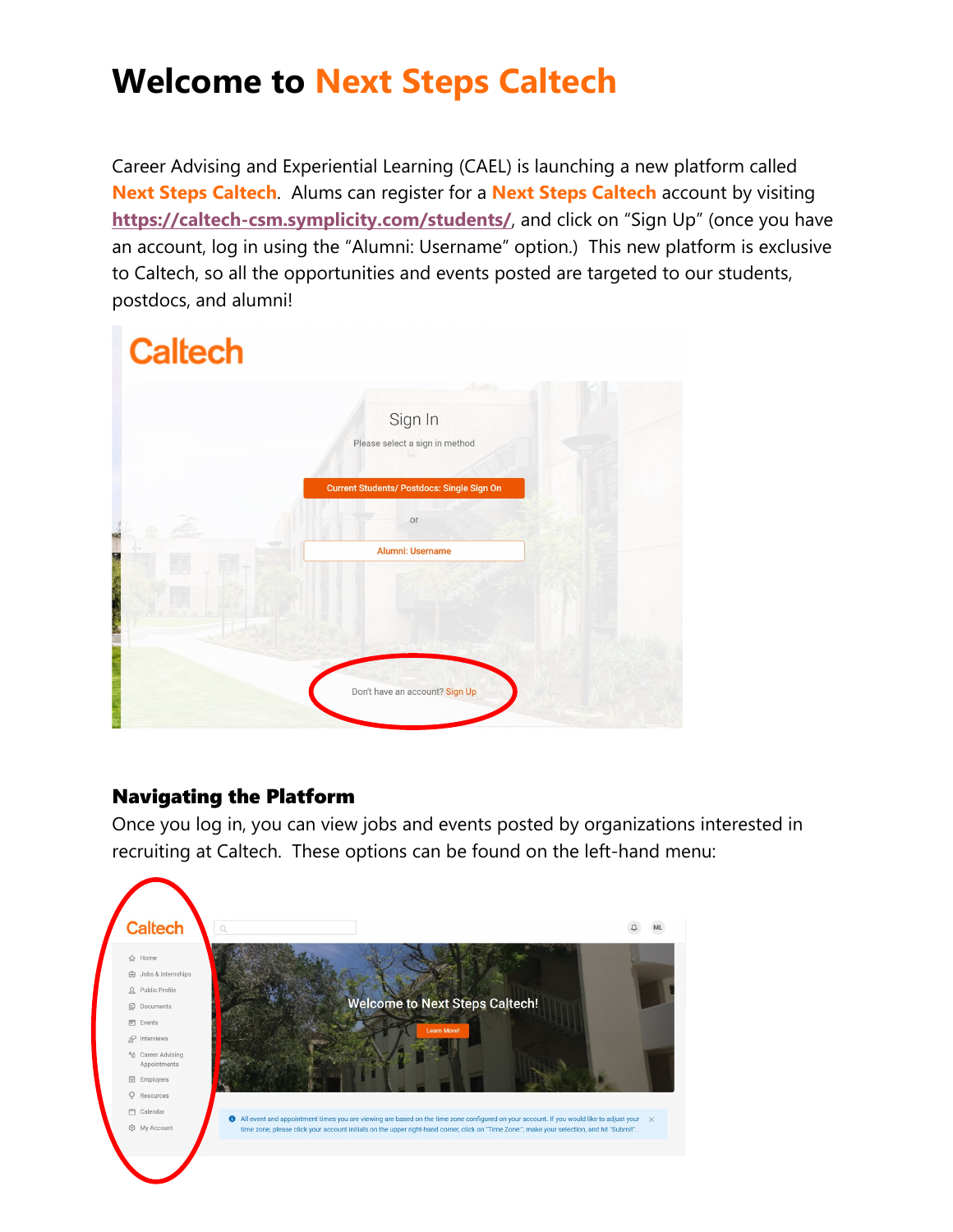# Welcome to Next Steps Caltech

Career Advising and Experiential Learning (CAEL) is launching a new platform called **Next Steps Caltech**. Alums can register for a **Next Steps Caltech** account by visiting **https://caltech-csm.symplicity.com/students/**, and click on "Sign Up" (once you have an account, log in using the "Alumni: Username" option.) This new platform is exclusive to Caltech, so all the opportunities and events posted are targeted to our students, postdocs, and alumni!

## Navigating the Platform

Once you log in, you can view jobs and events posted by organizations interested in recruiting at Caltech. These options can be found on the left-hand menu: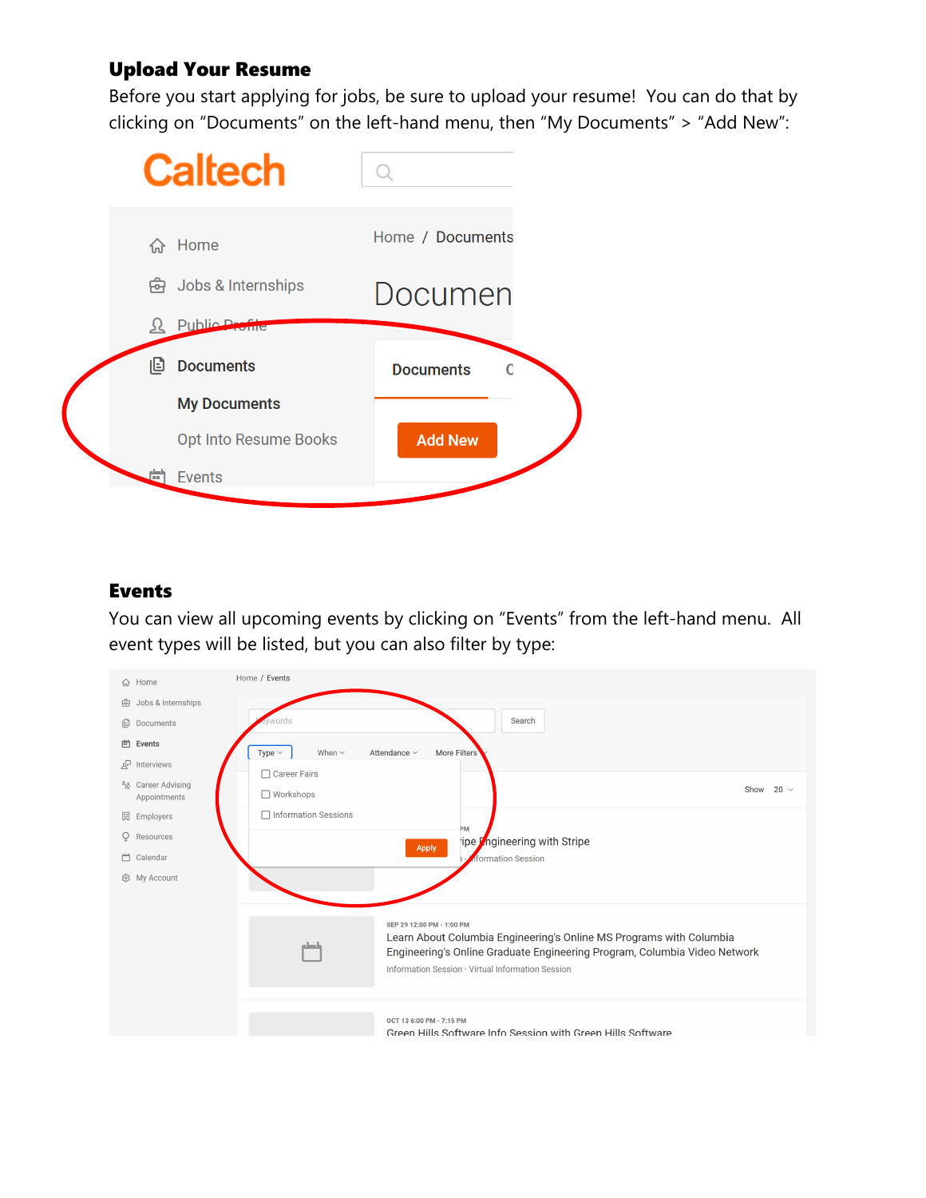## Upload Your Resume

Before you start applying for jobs, be sure to upload your resume! You can do that by clicking on "Documents" on the left-hand menu, then "My Documents" > "Add New":

## Events

You can view all upcoming events by clicking on "Events" from the left-hand menu. All event types will be listed, but you can also filter by type: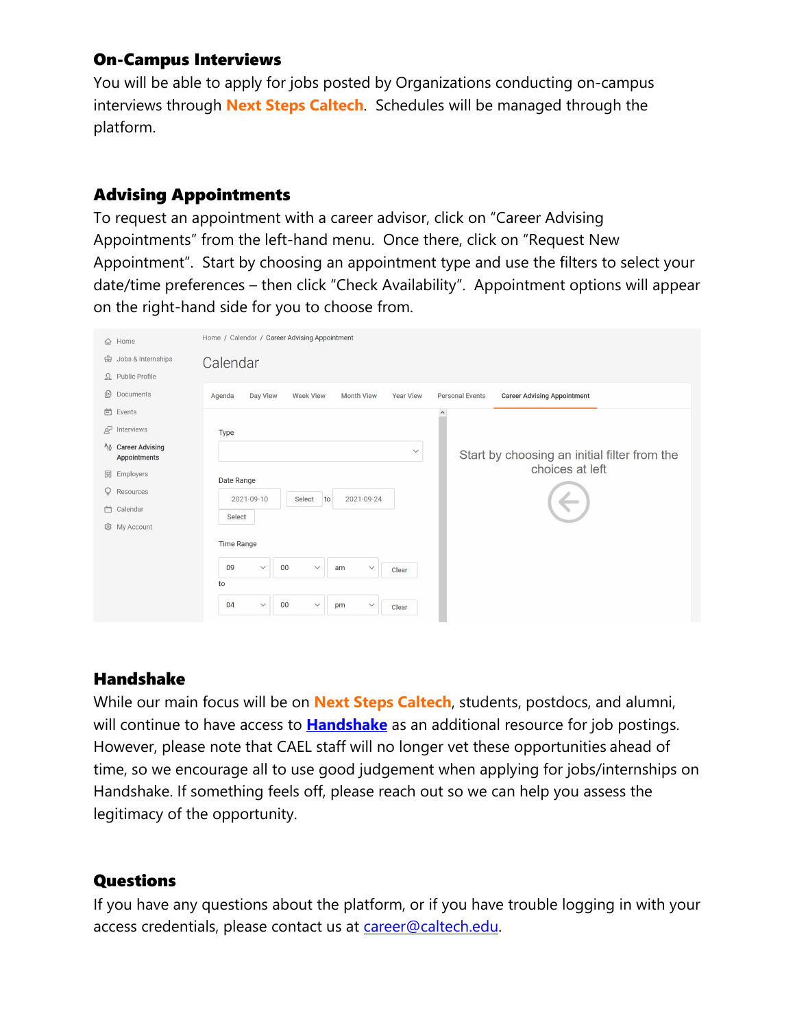### On-Campus Interviews

You will be able to apply for jobs posted by Organizations conducting on-campus interviews through **Next Steps Caltech**. Schedules will be managed through the platform.

### Advising Appointments

To request an appointment with a career advisor, click on "Career Advising Appointments" from the left-hand menu. Once there, click on "Request New Appointment". Start by choosing an appointment type and use the filters to select your date/time preferences – then click "Check Availability". Appointment options will appear on the right-hand side for you to choose from.

### Handshake

While our main focus will be on **Next Steps Caltech**, students, postdocs, and alumni, will continue to have access to **[Handshake]** as an additional resource for job postings. However, please note that CAEL staff will no longer vet these opportunities ahead of time, so we encourage all to use good judgement when applying for jobs/internships on Handshake. If something feels off, please reach out so we can help you assess the legitimacy of the opportunity.

### Questions

If you have any questions about the platform, or if you have trouble logging in with your access credentials, please contact us at career@caltech.edu.